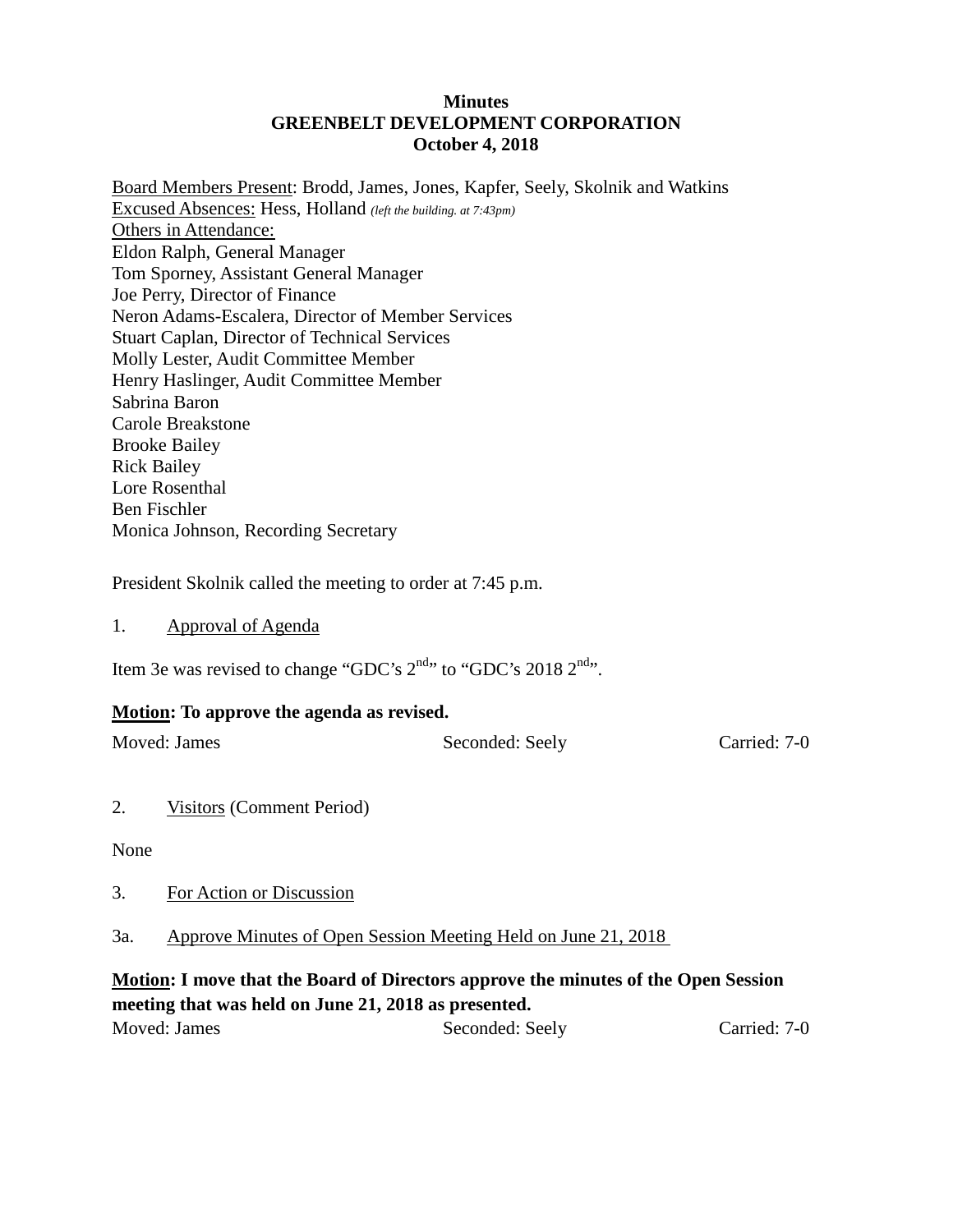**Minutes**
**GREENBELT DEVELOPMENT CORPORATION**
**October 4, 2018**

Board Members Present: Brodd, James, Jones, Kapfer, Seely, Skolnik and Watkins
Excused Absences: Hess, Holland *(left the building. at 7:43pm)*
Others in Attendance:
Eldon Ralph, General Manager
Tom Sporney, Assistant General Manager
Joe Perry, Director of Finance
Neron Adams-Escalera, Director of Member Services
Stuart Caplan, Director of Technical Services
Molly Lester, Audit Committee Member
Henry Haslinger, Audit Committee Member
Sabrina Baron
Carole Breakstone
Brooke Bailey
Rick Bailey
Lore Rosenthal
Ben Fischler
Monica Johnson, Recording Secretary

President Skolnik called the meeting to order at 7:45 p.m.

1. Approval of Agenda

Item 3e was revised to change "GDC's 2nd" to "GDC's 2018 2nd".

**Motion: To approve the agenda as revised.**

Moved: James Seconded: Seely Carried: 7-0

2. Visitors (Comment Period)

None

3. For Action or Discussion

3a. Approve Minutes of Open Session Meeting Held on June 21, 2018

**Motion: I move that the Board of Directors approve the minutes of the Open Session meeting that was held on June 21, 2018 as presented.**

Moved: James Seconded: Seely Carried: 7-0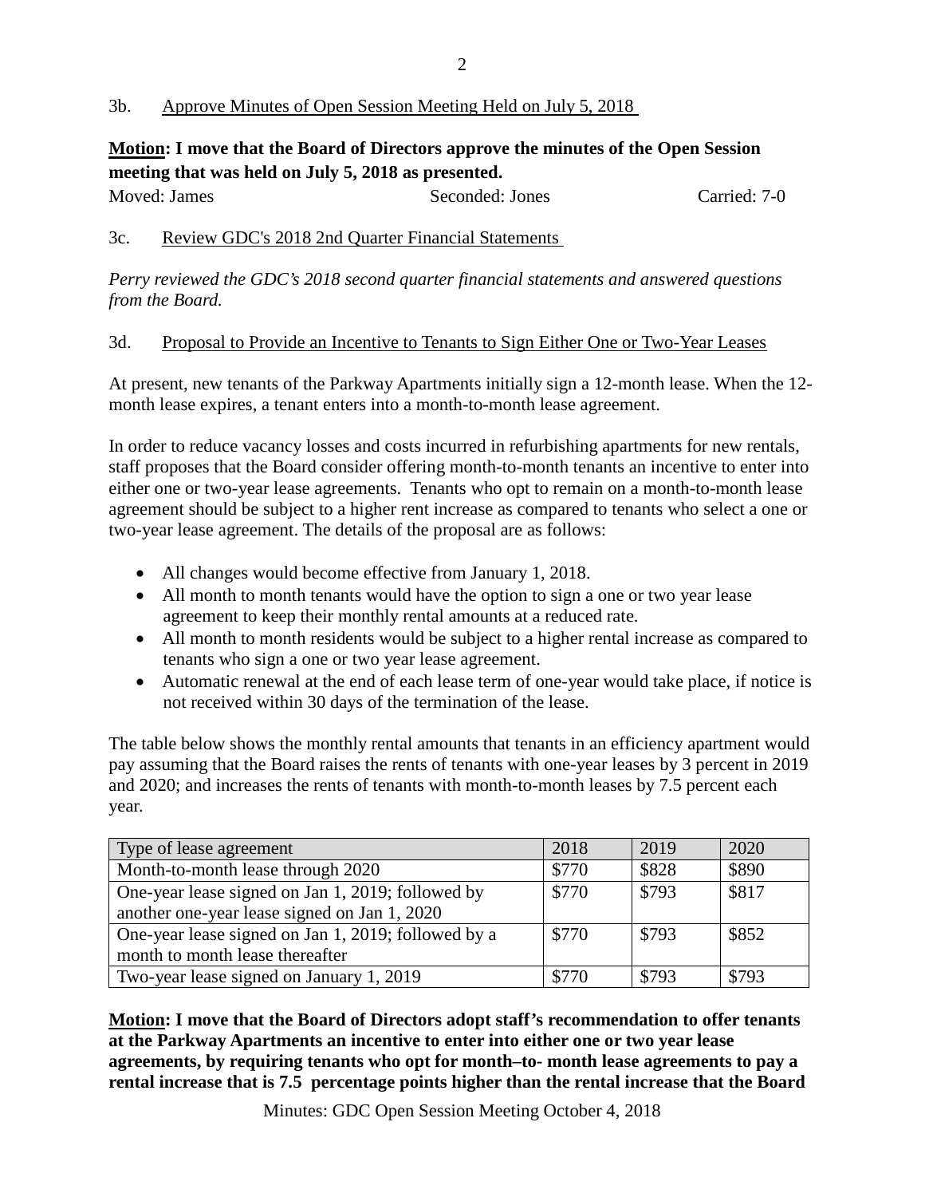3b. Approve Minutes of Open Session Meeting Held on July 5, 2018

**Motion: I move that the Board of Directors approve the minutes of the Open Session meeting that was held on July 5, 2018 as presented.**

Moved: James Seconded: Jones Carried: 7-0

3c. Review GDC's 2018 2nd Quarter Financial Statements

*Perry reviewed the GDC's 2018 second quarter financial statements and answered questions from the Board.*

3d. Proposal to Provide an Incentive to Tenants to Sign Either One or Two-Year Leases

At present, new tenants of the Parkway Apartments initially sign a 12-month lease. When the 12-month lease expires, a tenant enters into a month-to-month lease agreement.

In order to reduce vacancy losses and costs incurred in refurbishing apartments for new rentals, staff proposes that the Board consider offering month-to-month tenants an incentive to enter into either one or two-year lease agreements. Tenants who opt to remain on a month-to-month lease agreement should be subject to a higher rent increase as compared to tenants who select a one or two-year lease agreement. The details of the proposal are as follows:

- All changes would become effective from January 1, 2018.
- All month to month tenants would have the option to sign a one or two year lease agreement to keep their monthly rental amounts at a reduced rate.
- All month to month residents would be subject to a higher rental increase as compared to tenants who sign a one or two year lease agreement.
- Automatic renewal at the end of each lease term of one-year would take place, if notice is not received within 30 days of the termination of the lease.

The table below shows the monthly rental amounts that tenants in an efficiency apartment would pay assuming that the Board raises the rents of tenants with one-year leases by 3 percent in 2019 and 2020; and increases the rents of tenants with month-to-month leases by 7.5 percent each year.

| Type of lease agreement | 2018 | 2019 | 2020 |
|---|---|---|---|
| Month-to-month lease through 2020 | $770 | $828 | $890 |
| One-year lease signed on Jan 1, 2019; followed by another one-year lease signed on Jan 1, 2020 | $770 | $793 | $817 |
| One-year lease signed on Jan 1, 2019; followed by a month to month lease thereafter | $770 | $793 | $852 |
| Two-year lease signed on January 1, 2019 | $770 | $793 | $793 |

**Motion: I move that the Board of Directors adopt staff's recommendation to offer tenants at the Parkway Apartments an incentive to enter into either one or two year lease agreements, by requiring tenants who opt for month–to- month lease agreements to pay a rental increase that is 7.5 percentage points higher than the rental increase that the Board**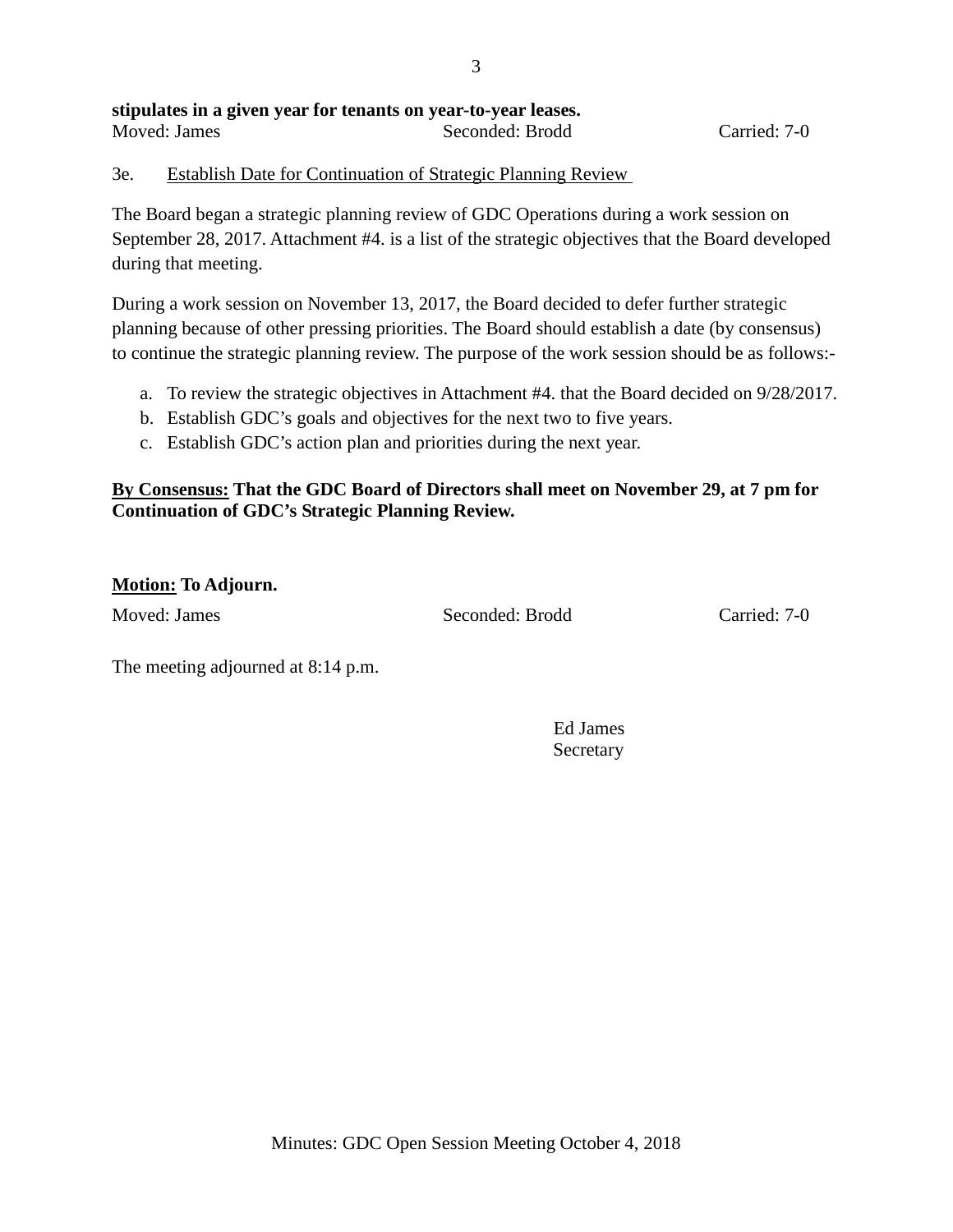**stipulates in a given year for tenants on year-to-year leases.**

Moved: James Seconded: Brodd Carried: 7-0

3e. Establish Date for Continuation of Strategic Planning Review

The Board began a strategic planning review of GDC Operations during a work session on September 28, 2017. Attachment #4. is a list of the strategic objectives that the Board developed during that meeting.

During a work session on November 13, 2017, the Board decided to defer further strategic planning because of other pressing priorities. The Board should establish a date (by consensus) to continue the strategic planning review. The purpose of the work session should be as follows:-

a. To review the strategic objectives in Attachment #4. that the Board decided on 9/28/2017.
b. Establish GDC's goals and objectives for the next two to five years.
c. Establish GDC's action plan and priorities during the next year.

**By Consensus: That the GDC Board of Directors shall meet on November 29, at 7 pm for Continuation of GDC's Strategic Planning Review.**

**Motion: To Adjourn.**

Moved: James Seconded: Brodd Carried: 7-0

The meeting adjourned at 8:14 p.m.

Ed James
Secretary

Minutes: GDC Open Session Meeting October 4, 2018